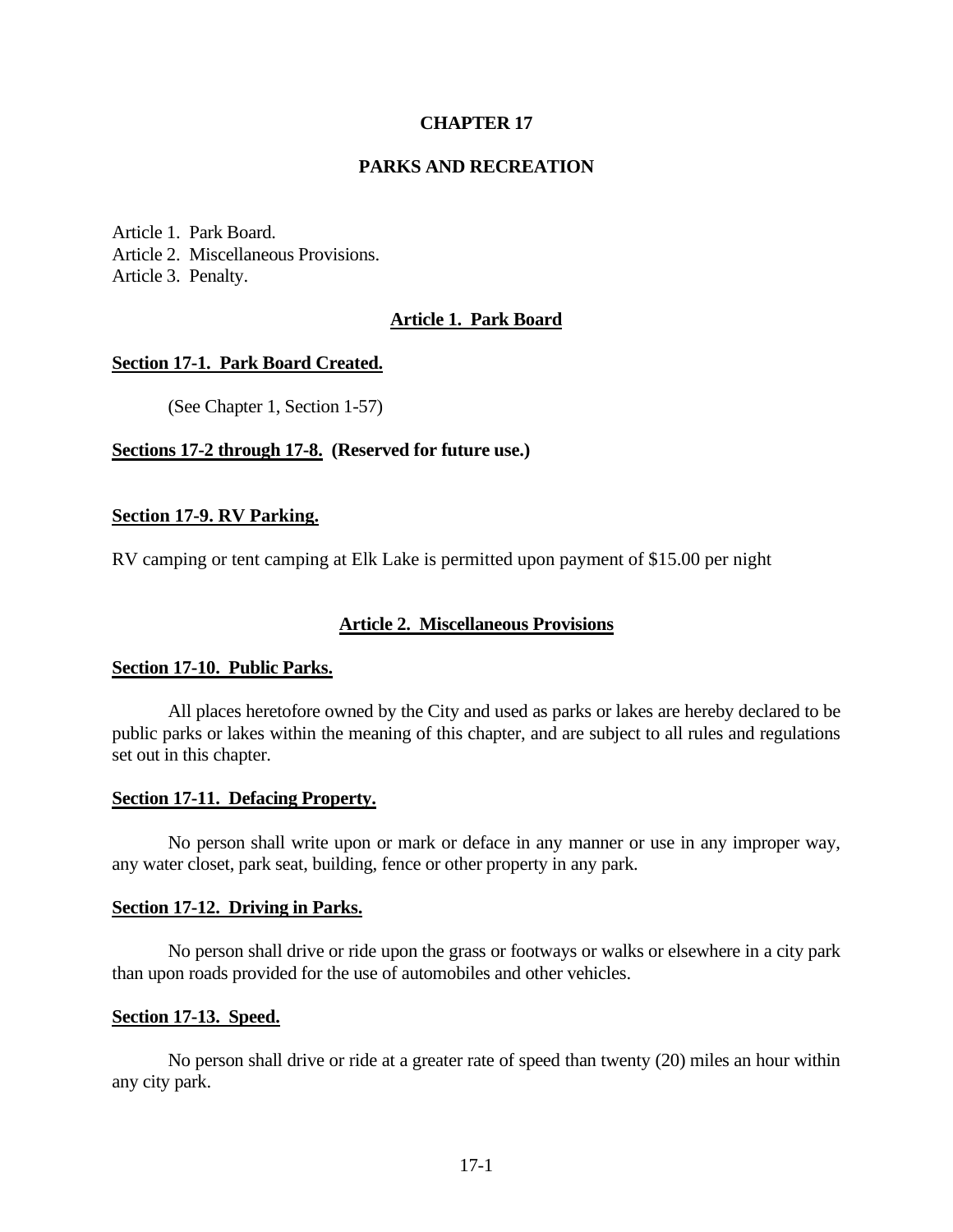# CHAPTER 17

# PARKS AND RECREATION

Article 1. Park Board.
Article 2. Miscellaneous Provisions.
Article 3. Penalty.

## Article 1. Park Board

### Section 17-1. Park Board Created.

(See Chapter 1, Section 1-57)

### Sections 17-2 through 17-8. (Reserved for future use.)

### Section 17-9. RV Parking.

RV camping or tent camping at Elk Lake is permitted upon payment of $15.00 per night

## Article 2. Miscellaneous Provisions

### Section 17-10. Public Parks.

All places heretofore owned by the City and used as parks or lakes are hereby declared to be public parks or lakes within the meaning of this chapter, and are subject to all rules and regulations set out in this chapter.

### Section 17-11. Defacing Property.

No person shall write upon or mark or deface in any manner or use in any improper way, any water closet, park seat, building, fence or other property in any park.

### Section 17-12. Driving in Parks.

No person shall drive or ride upon the grass or footways or walks or elsewhere in a city park than upon roads provided for the use of automobiles and other vehicles.

### Section 17-13. Speed.

No person shall drive or ride at a greater rate of speed than twenty (20) miles an hour within any city park.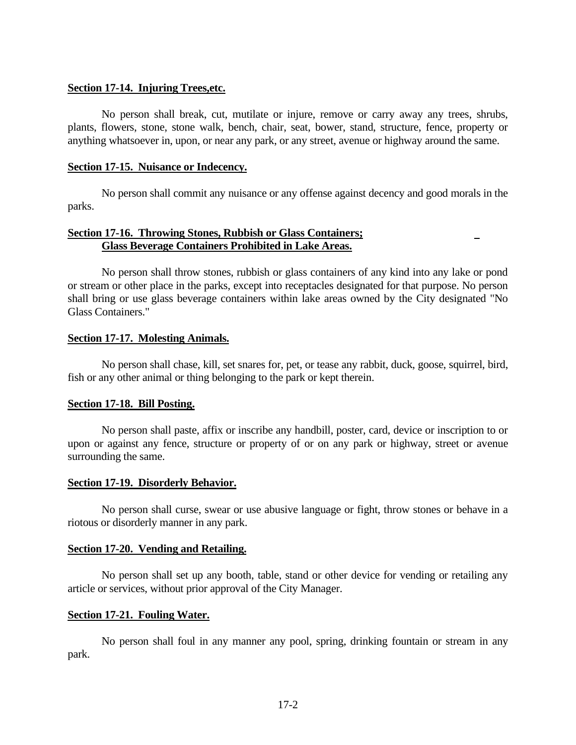**Section 17-14. Injuring Trees,etc.**

No person shall break, cut, mutilate or injure, remove or carry away any trees, shrubs, plants, flowers, stone, stone walk, bench, chair, seat, bower, stand, structure, fence, property or anything whatsoever in, upon, or near any park, or any street, avenue or highway around the same.

**Section 17-15. Nuisance or Indecency.**

No person shall commit any nuisance or any offense against decency and good morals in the parks.

**Section 17-16. Throwing Stones, Rubbish or Glass Containers; Glass Beverage Containers Prohibited in Lake Areas.**

No person shall throw stones, rubbish or glass containers of any kind into any lake or pond or stream or other place in the parks, except into receptacles designated for that purpose. No person shall bring or use glass beverage containers within lake areas owned by the City designated "No Glass Containers."

**Section 17-17. Molesting Animals.**

No person shall chase, kill, set snares for, pet, or tease any rabbit, duck, goose, squirrel, bird, fish or any other animal or thing belonging to the park or kept therein.

**Section 17-18. Bill Posting.**

No person shall paste, affix or inscribe any handbill, poster, card, device or inscription to or upon or against any fence, structure or property of or on any park or highway, street or avenue surrounding the same.

**Section 17-19. Disorderly Behavior.**

No person shall curse, swear or use abusive language or fight, throw stones or behave in a riotous or disorderly manner in any park.

**Section 17-20. Vending and Retailing.**

No person shall set up any booth, table, stand or other device for vending or retailing any article or services, without prior approval of the City Manager.

**Section 17-21. Fouling Water.**

No person shall foul in any manner any pool, spring, drinking fountain or stream in any park.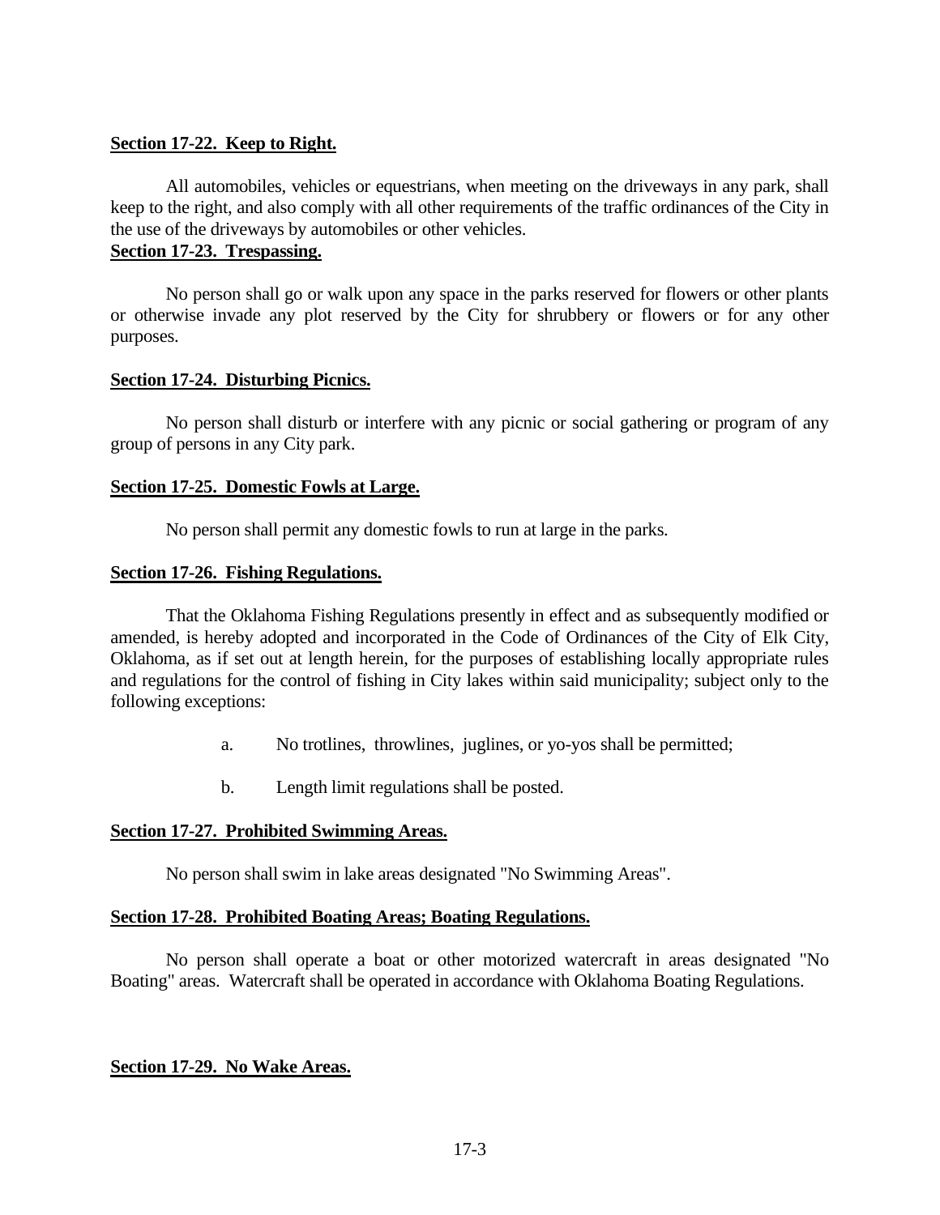**Section 17-22. Keep to Right.**

All automobiles, vehicles or equestrians, when meeting on the driveways in any park, shall keep to the right, and also comply with all other requirements of the traffic ordinances of the City in the use of the driveways by automobiles or other vehicles.

**Section 17-23. Trespassing.**

No person shall go or walk upon any space in the parks reserved for flowers or other plants or otherwise invade any plot reserved by the City for shrubbery or flowers or for any other purposes.

**Section 17-24. Disturbing Picnics.**

No person shall disturb or interfere with any picnic or social gathering or program of any group of persons in any City park.

**Section 17-25. Domestic Fowls at Large.**

No person shall permit any domestic fowls to run at large in the parks.

**Section 17-26. Fishing Regulations.**

That the Oklahoma Fishing Regulations presently in effect and as subsequently modified or amended, is hereby adopted and incorporated in the Code of Ordinances of the City of Elk City, Oklahoma, as if set out at length herein, for the purposes of establishing locally appropriate rules and regulations for the control of fishing in City lakes within said municipality; subject only to the following exceptions:

a. No trotlines, throwlines, juglines, or yo-yos shall be permitted;

b. Length limit regulations shall be posted.

**Section 17-27. Prohibited Swimming Areas.**

No person shall swim in lake areas designated "No Swimming Areas".

**Section 17-28. Prohibited Boating Areas; Boating Regulations.**

No person shall operate a boat or other motorized watercraft in areas designated "No Boating" areas. Watercraft shall be operated in accordance with Oklahoma Boating Regulations.

**Section 17-29. No Wake Areas.**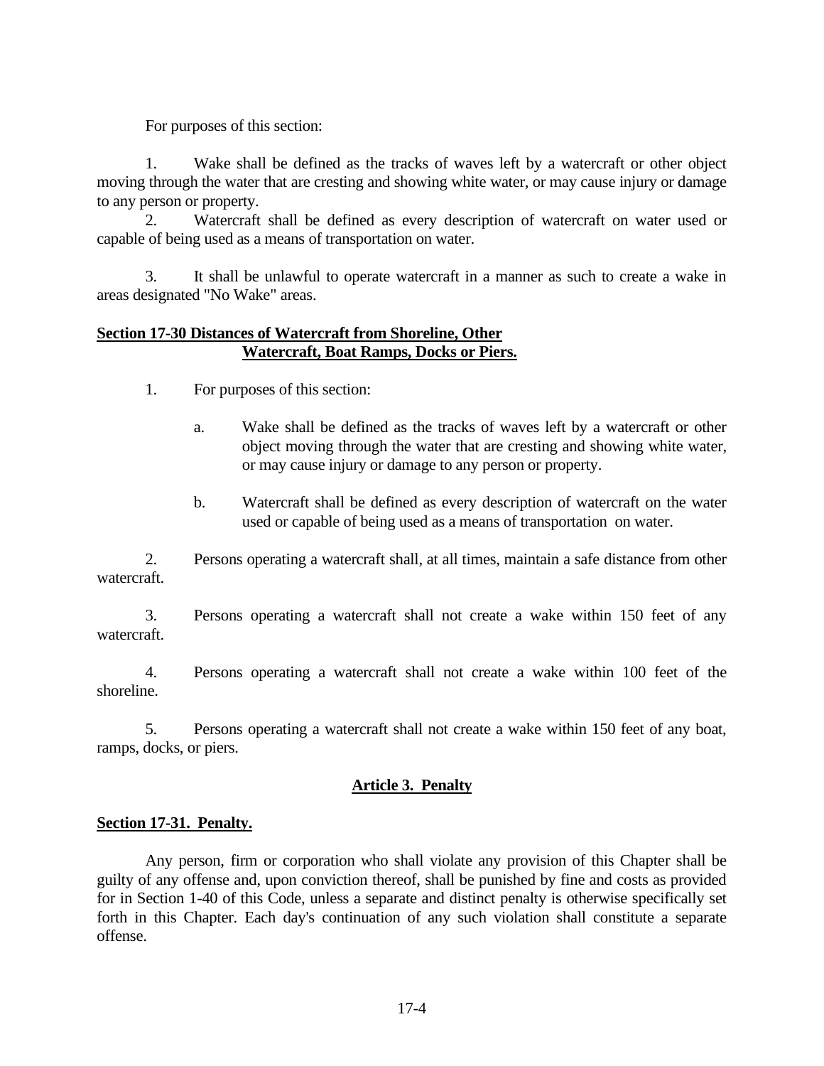For purposes of this section:

1. Wake shall be defined as the tracks of waves left by a watercraft or other object moving through the water that are cresting and showing white water, or may cause injury or damage to any person or property.

2. Watercraft shall be defined as every description of watercraft on water used or capable of being used as a means of transportation on water.

3. It shall be unlawful to operate watercraft in a manner as such to create a wake in areas designated "No Wake" areas.

**Section 17-30 Distances of Watercraft from Shoreline, Other Watercraft, Boat Ramps, Docks or Piers.**

1. For purposes of this section:

   a. Wake shall be defined as the tracks of waves left by a watercraft or other object moving through the water that are cresting and showing white water, or may cause injury or damage to any person or property.

   b. Watercraft shall be defined as every description of watercraft on the water used or capable of being used as a means of transportation on water.

2. Persons operating a watercraft shall, at all times, maintain a safe distance from other watercraft.

3. Persons operating a watercraft shall not create a wake within 150 feet of any watercraft.

4. Persons operating a watercraft shall not create a wake within 100 feet of the shoreline.

5. Persons operating a watercraft shall not create a wake within 150 feet of any boat, ramps, docks, or piers.

## Article 3. Penalty

**Section 17-31. Penalty.**

Any person, firm or corporation who shall violate any provision of this Chapter shall be guilty of any offense and, upon conviction thereof, shall be punished by fine and costs as provided for in Section 1-40 of this Code, unless a separate and distinct penalty is otherwise specifically set forth in this Chapter. Each day's continuation of any such violation shall constitute a separate offense.